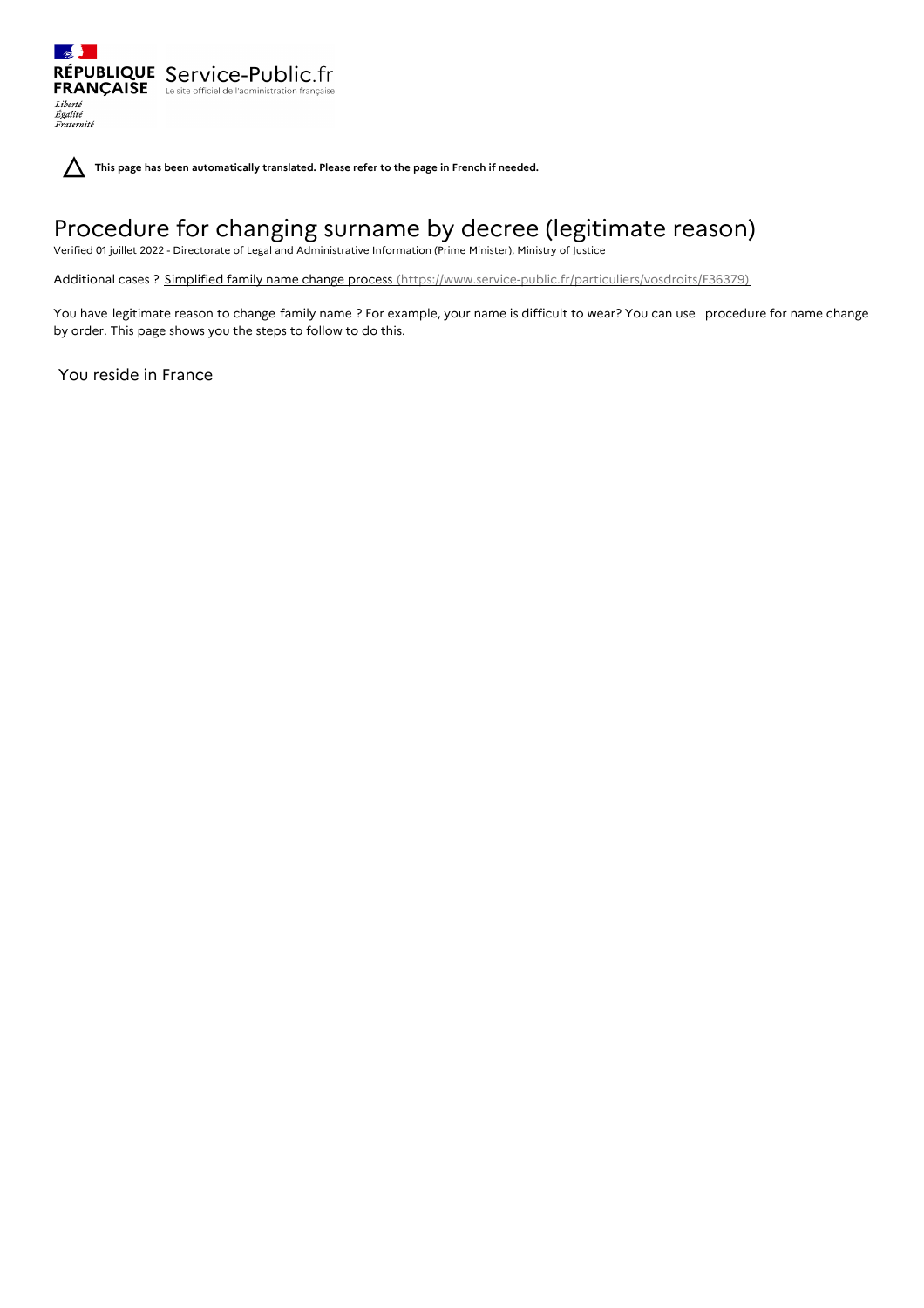RÉPUBLIQUE FRANÇAISE Service-Public.fr
Le site officiel de l'administration française
*Liberté Égalité Fraternité*

**This page has been automatically translated. Please refer to the page in French if needed.**

# Procedure for changing surname by decree (legitimate reason)

Verified 01 juillet 2022 - Directorate of Legal and Administrative Information (Prime Minister), Ministry of Justice

Additional cases ? Simplified family name change process (https://www.service-public.fr/particuliers/vosdroits/F36379)

You have legitimate reason to change family name ? For example, your name is difficult to wear? You can use procedure for name change by order. This page shows you the steps to follow to do this.

## You reside in France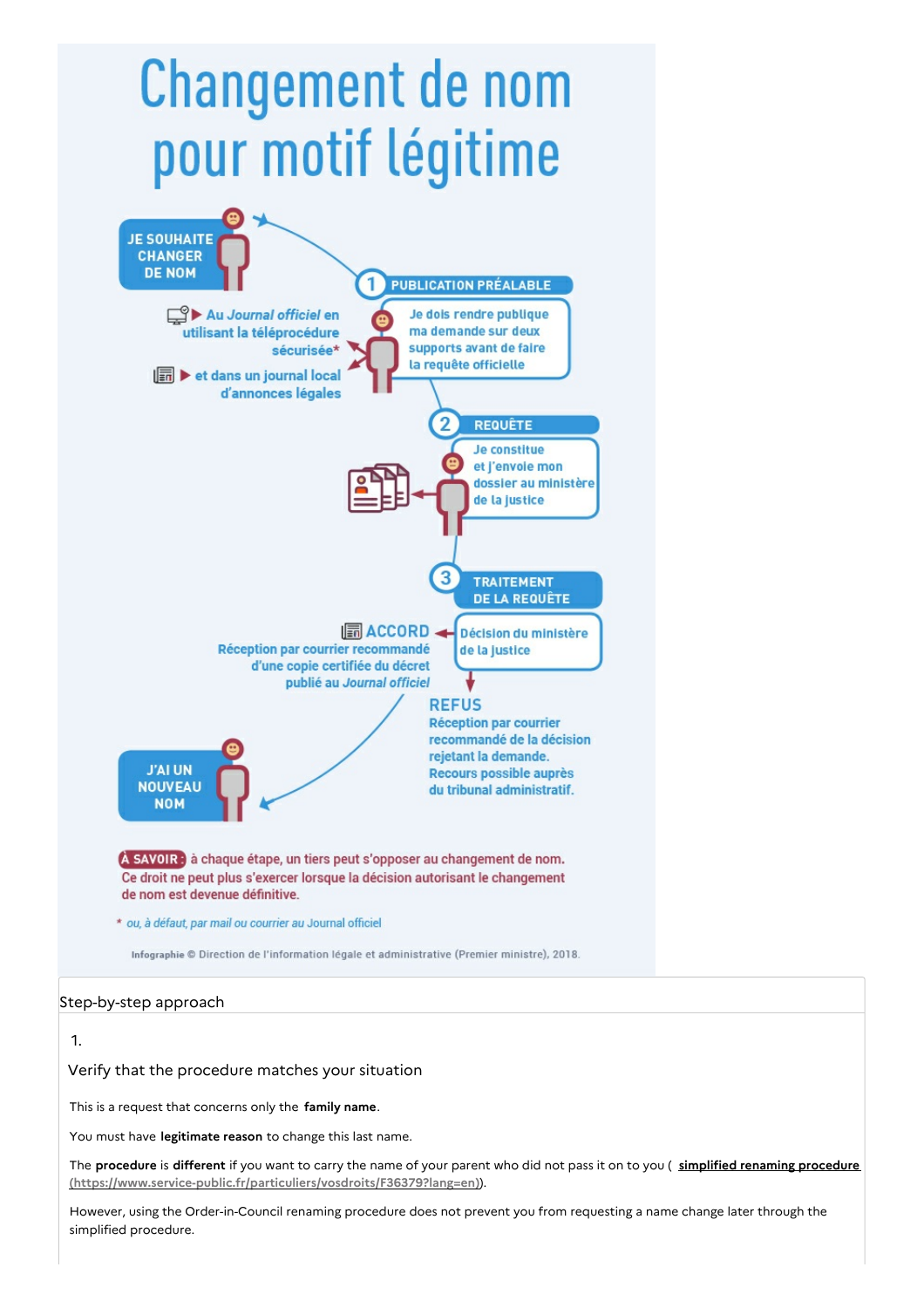# Changement de nom pour motif légitime

**JE SOUHAITE CHANGER DE NOM**

**1 PUBLICATION PRÉALABLE**

Je dois rendre publique ma demande sur deux supports avant de faire la requête officielle

- Au *Journal officiel* en utilisant la téléprocédure sécurisée*
- et dans un journal local d'annonces légales

**2 REQUÊTE**

Je constitue et j'envoie mon dossier au ministère de la justice

**3 TRAITEMENT DE LA REQUÊTE**

Décision du ministère de la justice

**ACCORD**
Réception par courrier recommandé d'une copie certifiée du décret publié au *Journal officiel*

**REFUS**
Réception par courrier recommandé de la décision rejetant la demande. Recours possible auprès du tribunal administratif.

**J'AI UN NOUVEAU NOM**

**À SAVOIR :** à chaque étape, un tiers peut s'opposer au changement de nom. Ce droit ne peut plus s'exercer lorsque la décision autorisant le changement de nom est devenue définitive.

* *ou, à défaut, par mail ou courrier au Journal officiel*

Infographie © Direction de l'information légale et administrative (Premier ministre), 2018.

## Step-by-step approach

### 1. Verify that the procedure matches your situation

This is a request that concerns only the **family name**.

You must have **legitimate reason** to change this last name.

The **procedure** is **different** if you want to carry the name of your parent who did not pass it on to you ( **simplified renaming procedure (https://www.service-public.fr/particuliers/vosdroits/F36379?lang=en)**).

However, using the Order-in-Council renaming procedure does not prevent you from requesting a name change later through the simplified procedure.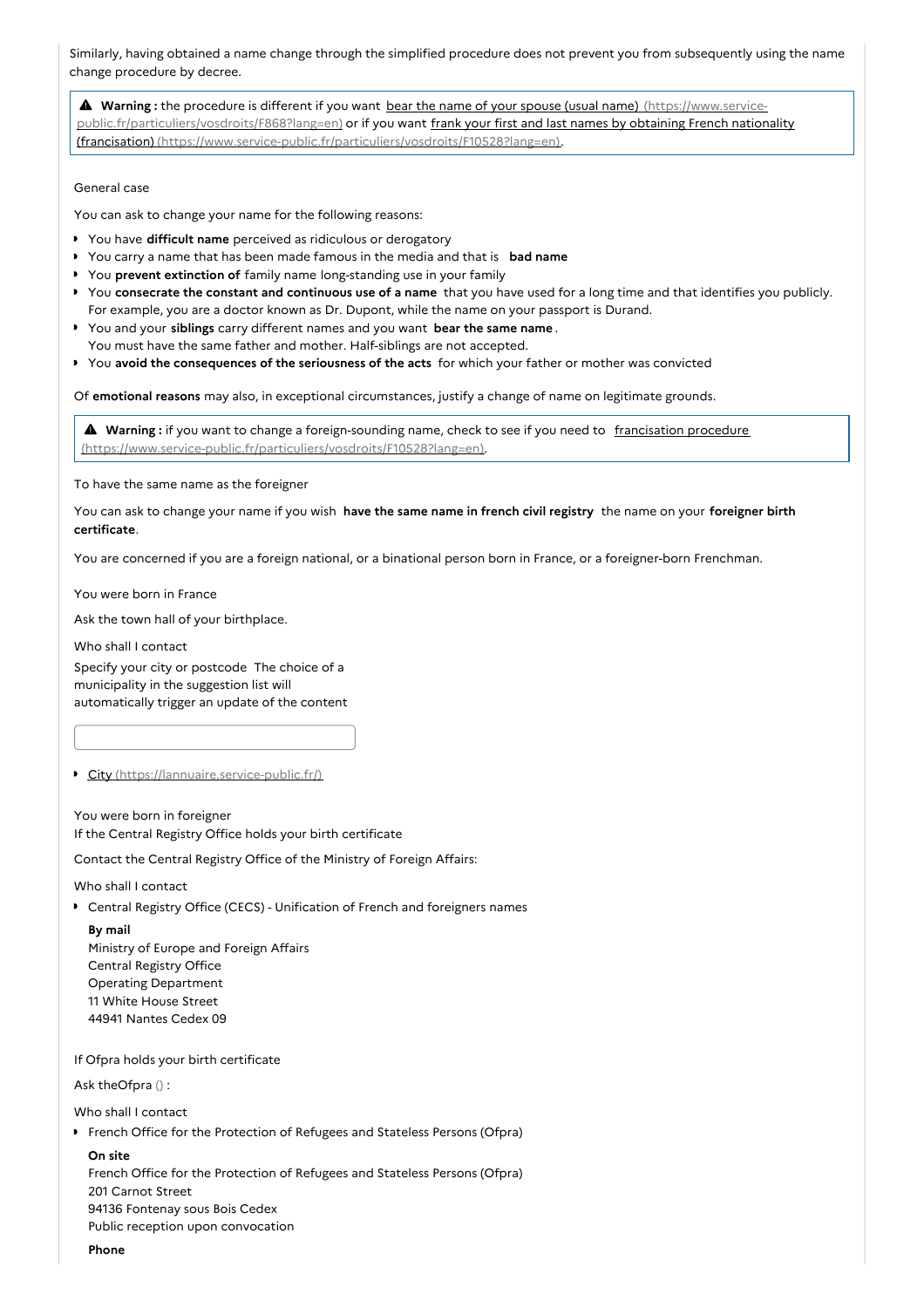Similarly, having obtained a name change through the simplified procedure does not prevent you from subsequently using the name change procedure by decree.

> ⚠ **Warning :** the procedure is different if you want bear the name of your spouse (usual name) (https://www.service-public.fr/particuliers/vosdroits/F868?lang=en) or if you want frank your first and last names by obtaining French nationality (francisation) (https://www.service-public.fr/particuliers/vosdroits/F10528?lang=en).

General case

You can ask to change your name for the following reasons:

- You have **difficult name** perceived as ridiculous or derogatory
- You carry a name that has been made famous in the media and that is **bad name**
- You **prevent extinction of** family name long-standing use in your family
- You **consecrate the constant and continuous use of a name** that you have used for a long time and that identifies you publicly. For example, you are a doctor known as Dr. Dupont, while the name on your passport is Durand.
- You and your **siblings** carry different names and you want **bear the same name**. You must have the same father and mother. Half-siblings are not accepted.
- You **avoid the consequences of the seriousness of the acts** for which your father or mother was convicted

Of **emotional reasons** may also, in exceptional circumstances, justify a change of name on legitimate grounds.

> ⚠ **Warning :** if you want to change a foreign-sounding name, check to see if you need to francisation procedure (https://www.service-public.fr/particuliers/vosdroits/F10528?lang=en).

To have the same name as the foreigner

You can ask to change your name if you wish **have the same name in french civil registry** the name on your **foreigner birth certificate**.

You are concerned if you are a foreign national, or a binational person born in France, or a foreigner-born Frenchman.

You were born in France

Ask the town hall of your birthplace.

Who shall I contact

Specify your city or postcode The choice of a municipality in the suggestion list will automatically trigger an update of the content

- City (https://lannuaire.service-public.fr/)

You were born in foreigner

If the Central Registry Office holds your birth certificate

Contact the Central Registry Office of the Ministry of Foreign Affairs:

Who shall I contact

- Central Registry Office (CECS) - Unification of French and foreigners names

  **By mail**
  Ministry of Europe and Foreign Affairs
  Central Registry Office
  Operating Department
  11 White House Street
  44941 Nantes Cedex 09

If Ofpra holds your birth certificate

Ask theOfpra () :

Who shall I contact

- French Office for the Protection of Refugees and Stateless Persons (Ofpra)

  **On site**
  French Office for the Protection of Refugees and Stateless Persons (Ofpra)
  201 Carnot Street
  94136 Fontenay sous Bois Cedex
  Public reception upon convocation

  **Phone**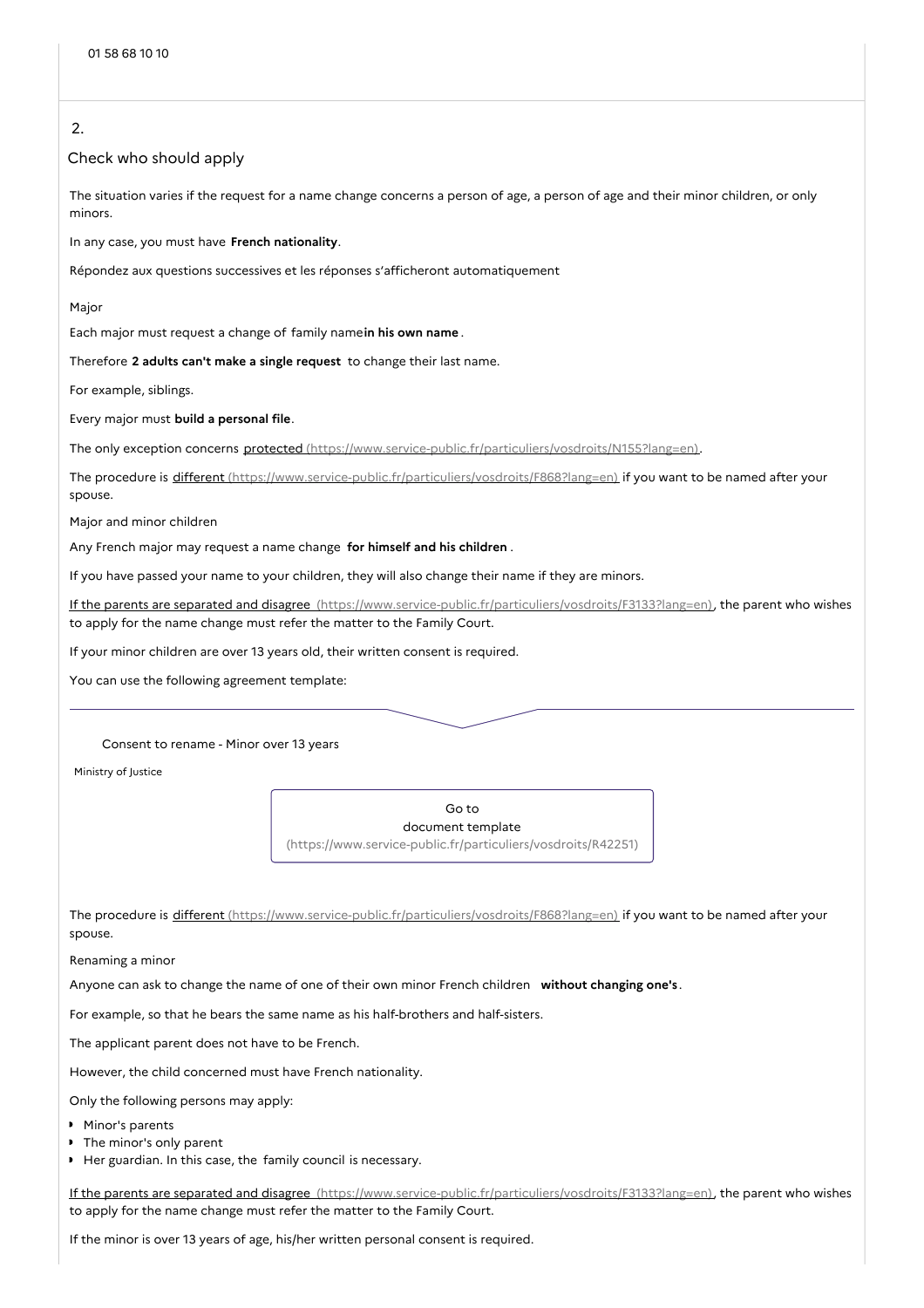01 58 68 10 10

## 2.

### Check who should apply

The situation varies if the request for a name change concerns a person of age, a person of age and their minor children, or only minors.

In any case, you must have **French nationality**.

Répondez aux questions successives et les réponses s'afficheront automatiquement

Major

Each major must request a change of family name**in his own name**.

Therefore **2 adults can't make a single request** to change their last name.

For example, siblings.

Every major must **build a personal file**.

The only exception concerns protected (https://www.service-public.fr/particuliers/vosdroits/N155?lang=en).

The procedure is different (https://www.service-public.fr/particuliers/vosdroits/F868?lang=en) if you want to be named after your spouse.

Major and minor children

Any French major may request a name change **for himself and his children**.

If you have passed your name to your children, they will also change their name if they are minors.

If the parents are separated and disagree (https://www.service-public.fr/particuliers/vosdroits/F3133?lang=en), the parent who wishes to apply for the name change must refer the matter to the Family Court.

If your minor children are over 13 years old, their written consent is required.

You can use the following agreement template:

Consent to rename - Minor over 13 years

Ministry of Justice

Go to document template (https://www.service-public.fr/particuliers/vosdroits/R42251)

The procedure is different (https://www.service-public.fr/particuliers/vosdroits/F868?lang=en) if you want to be named after your spouse.

Renaming a minor

Anyone can ask to change the name of one of their own minor French children **without changing one's**.

For example, so that he bears the same name as his half-brothers and half-sisters.

The applicant parent does not have to be French.

However, the child concerned must have French nationality.

Only the following persons may apply:

- Minor's parents
- The minor's only parent
- Her guardian. In this case, the family council is necessary.

If the parents are separated and disagree (https://www.service-public.fr/particuliers/vosdroits/F3133?lang=en), the parent who wishes to apply for the name change must refer the matter to the Family Court.

If the minor is over 13 years of age, his/her written personal consent is required.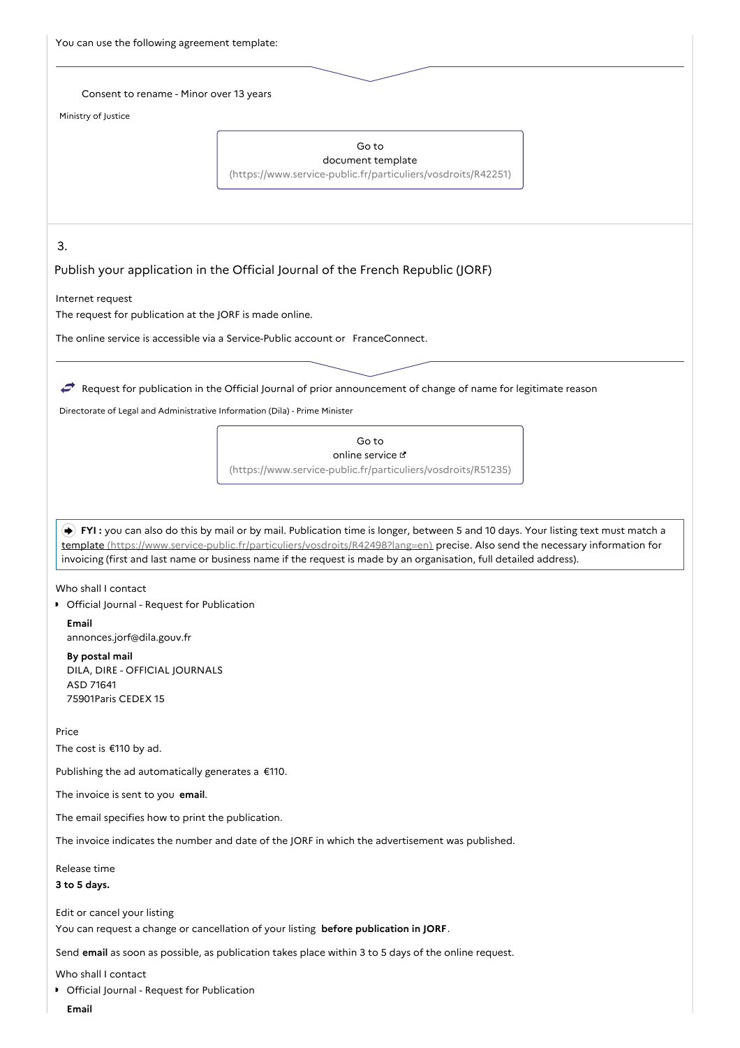You can use the following agreement template:

Consent to rename - Minor over 13 years

Ministry of Justice

Go to
document template
(https://www.service-public.fr/particuliers/vosdroits/R42251)

3.

## Publish your application in the Official Journal of the French Republic (JORF)

Internet request

The request for publication at the JORF is made online.

The online service is accessible via a Service-Public account or FranceConnect.

Request for publication in the Official Journal of prior announcement of change of name for legitimate reason

Directorate of Legal and Administrative Information (Dila) - Prime Minister

Go to
online service
(https://www.service-public.fr/particuliers/vosdroits/R51235)

**FYI :** you can also do this by mail or by mail. Publication time is longer, between 5 and 10 days. Your listing text must match a template (https://www.service-public.fr/particuliers/vosdroits/R42498?lang=en) precise. Also send the necessary information for invoicing (first and last name or business name if the request is made by an organisation, full detailed address).

Who shall I contact

- Official Journal - Request for Publication

  **Email**
  annonces.jorf@dila.gouv.fr

  **By postal mail**
  DILA, DIRE - OFFICIAL JOURNALS
  ASD 71641
  75901Paris CEDEX 15

Price

The cost is €110 by ad.

Publishing the ad automatically generates a €110.

The invoice is sent to you **email**.

The email specifies how to print the publication.

The invoice indicates the number and date of the JORF in which the advertisement was published.

Release time

**3 to 5 days.**

Edit or cancel your listing

You can request a change or cancellation of your listing **before publication in JORF**.

Send **email** as soon as possible, as publication takes place within 3 to 5 days of the online request.

Who shall I contact

- Official Journal - Request for Publication

  **Email**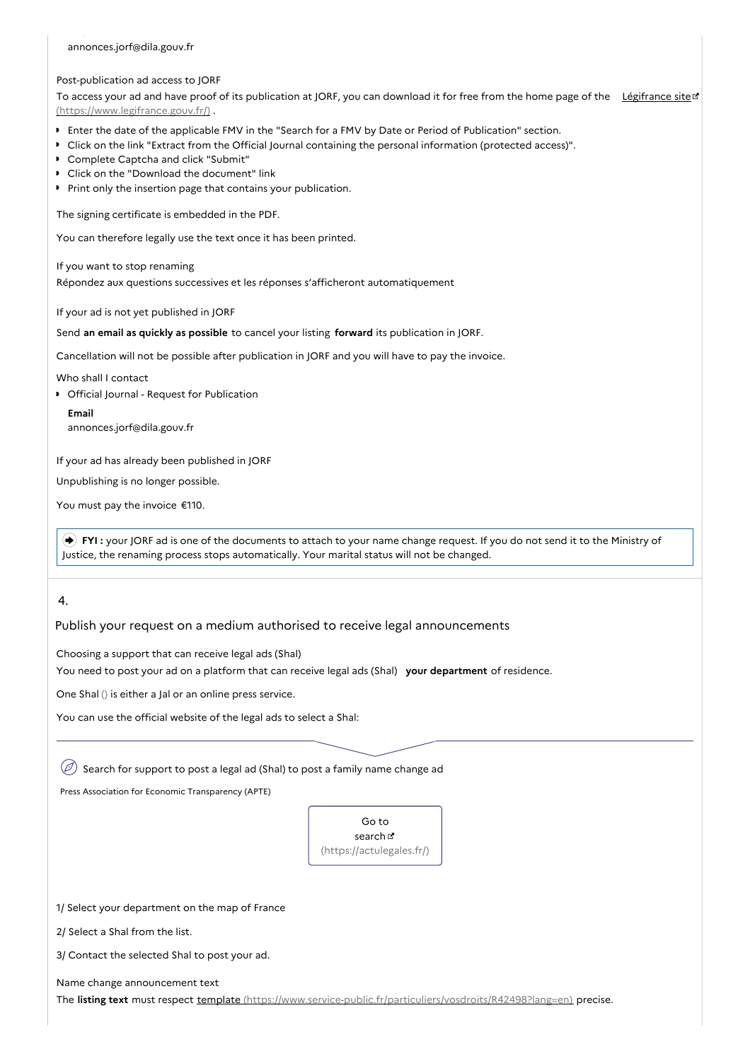annonces.jorf@dila.gouv.fr

Post-publication ad access to JORF

To access your ad and have proof of its publication at JORF, you can download it for free from the home page of the Légifrance site (https://www.legifrance.gouv.fr/) .

- Enter the date of the applicable FMV in the "Search for a FMV by Date or Period of Publication" section.
- Click on the link "Extract from the Official Journal containing the personal information (protected access)".
- Complete Captcha and click "Submit"
- Click on the "Download the document" link
- Print only the insertion page that contains your publication.

The signing certificate is embedded in the PDF.

You can therefore legally use the text once it has been printed.

If you want to stop renaming

Répondez aux questions successives et les réponses s'afficheront automatiquement

If your ad is not yet published in JORF

Send **an email as quickly as possible** to cancel your listing **forward** its publication in JORF.

Cancellation will not be possible after publication in JORF and you will have to pay the invoice.

Who shall I contact

- Official Journal - Request for Publication

**Email**
annonces.jorf@dila.gouv.fr

If your ad has already been published in JORF

Unpublishing is no longer possible.

You must pay the invoice €110.

> **FYI :** your JORF ad is one of the documents to attach to your name change request. If you do not send it to the Ministry of Justice, the renaming process stops automatically. Your marital status will not be changed.

## 4. Publish your request on a medium authorised to receive legal announcements

Choosing a support that can receive legal ads (Shal)

You need to post your ad on a platform that can receive legal ads (Shal) **your department** of residence.

One Shal () is either a Jal or an online press service.

You can use the official website of the legal ads to select a Shal:

Search for support to post a legal ad (Shal) to post a family name change ad

Press Association for Economic Transparency (APTE)

Go to search (https://actulegales.fr/)

1/ Select your department on the map of France

2/ Select a Shal from the list.

3/ Contact the selected Shal to post your ad.

Name change announcement text

The **listing text** must respect template (https://www.service-public.fr/particuliers/vosdroits/R42498?lang=en) precise.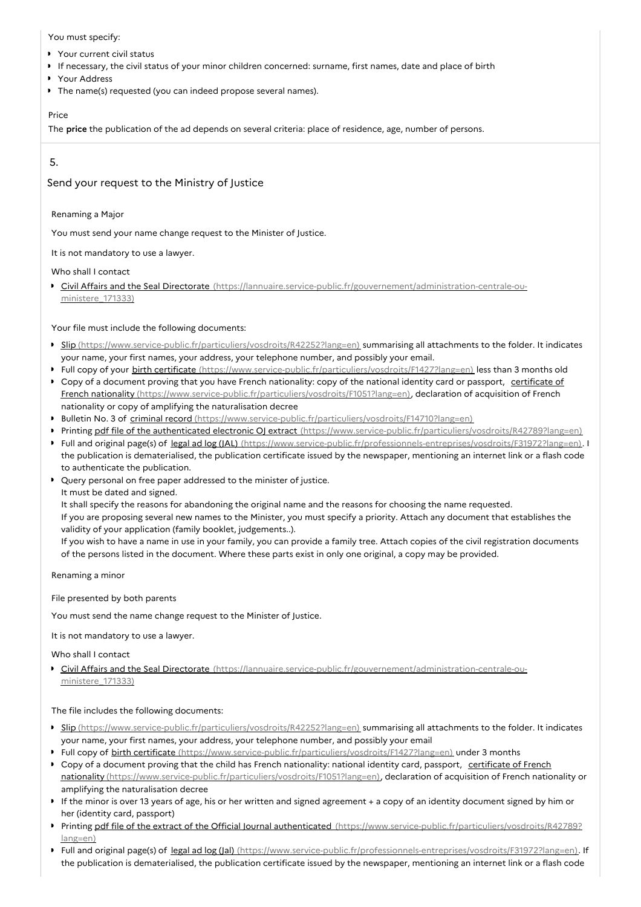You must specify:

- Your current civil status
- If necessary, the civil status of your minor children concerned: surname, first names, date and place of birth
- Your Address
- The name(s) requested (you can indeed propose several names).

Price

The **price** the publication of the ad depends on several criteria: place of residence, age, number of persons.

## 5.

## Send your request to the Ministry of Justice

Renaming a Major

You must send your name change request to the Minister of Justice.

It is not mandatory to use a lawyer.

Who shall I contact

- Civil Affairs and the Seal Directorate (https://lannuaire.service-public.fr/gouvernement/administration-centrale-ou-ministere_171333)

Your file must include the following documents:

- Slip (https://www.service-public.fr/particuliers/vosdroits/R42252?lang=en) summarising all attachments to the folder. It indicates your name, your first names, your address, your telephone number, and possibly your email.
- Full copy of your birth certificate (https://www.service-public.fr/particuliers/vosdroits/F1427?lang=en) less than 3 months old
- Copy of a document proving that you have French nationality: copy of the national identity card or passport, certificate of French nationality (https://www.service-public.fr/particuliers/vosdroits/F1051?lang=en), declaration of acquisition of French nationality or copy of amplifying the naturalisation decree
- Bulletin No. 3 of criminal record (https://www.service-public.fr/particuliers/vosdroits/F14710?lang=en)
- Printing pdf file of the authenticated electronic OJ extract (https://www.service-public.fr/particuliers/vosdroits/R42789?lang=en)
- Full and original page(s) of legal ad log (JAL) (https://www.service-public.fr/professionnels-entreprises/vosdroits/F31972?lang=en). I the publication is dematerialised, the publication certificate issued by the newspaper, mentioning an internet link or a flash code to authenticate the publication.
- Query personal on free paper addressed to the minister of justice.
  It must be dated and signed.
  It shall specify the reasons for abandoning the original name and the reasons for choosing the name requested.
  If you are proposing several new names to the Minister, you must specify a priority. Attach any document that establishes the validity of your application (family booklet, judgements..).
  If you wish to have a name in use in your family, you can provide a family tree. Attach copies of the civil registration documents of the persons listed in the document. Where these parts exist in only one original, a copy may be provided.

Renaming a minor

File presented by both parents

You must send the name change request to the Minister of Justice.

It is not mandatory to use a lawyer.

Who shall I contact

- Civil Affairs and the Seal Directorate (https://lannuaire.service-public.fr/gouvernement/administration-centrale-ou-ministere_171333)

The file includes the following documents:

- Slip (https://www.service-public.fr/particuliers/vosdroits/R42252?lang=en) summarising all attachments to the folder. It indicates your name, your first names, your address, your telephone number, and possibly your email
- Full copy of birth certificate (https://www.service-public.fr/particuliers/vosdroits/F1427?lang=en) under 3 months
- Copy of a document proving that the child has French nationality: national identity card, passport, certificate of French nationality (https://www.service-public.fr/particuliers/vosdroits/F1051?lang=en), declaration of acquisition of French nationality or amplifying the naturalisation decree
- If the minor is over 13 years of age, his or her written and signed agreement + a copy of an identity document signed by him or her (identity card, passport)
- Printing pdf file of the extract of the Official Journal authenticated (https://www.service-public.fr/particuliers/vosdroits/R42789?lang=en)
- Full and original page(s) of legal ad log (Jal) (https://www.service-public.fr/professionnels-entreprises/vosdroits/F31972?lang=en). If the publication is dematerialised, the publication certificate issued by the newspaper, mentioning an internet link or a flash code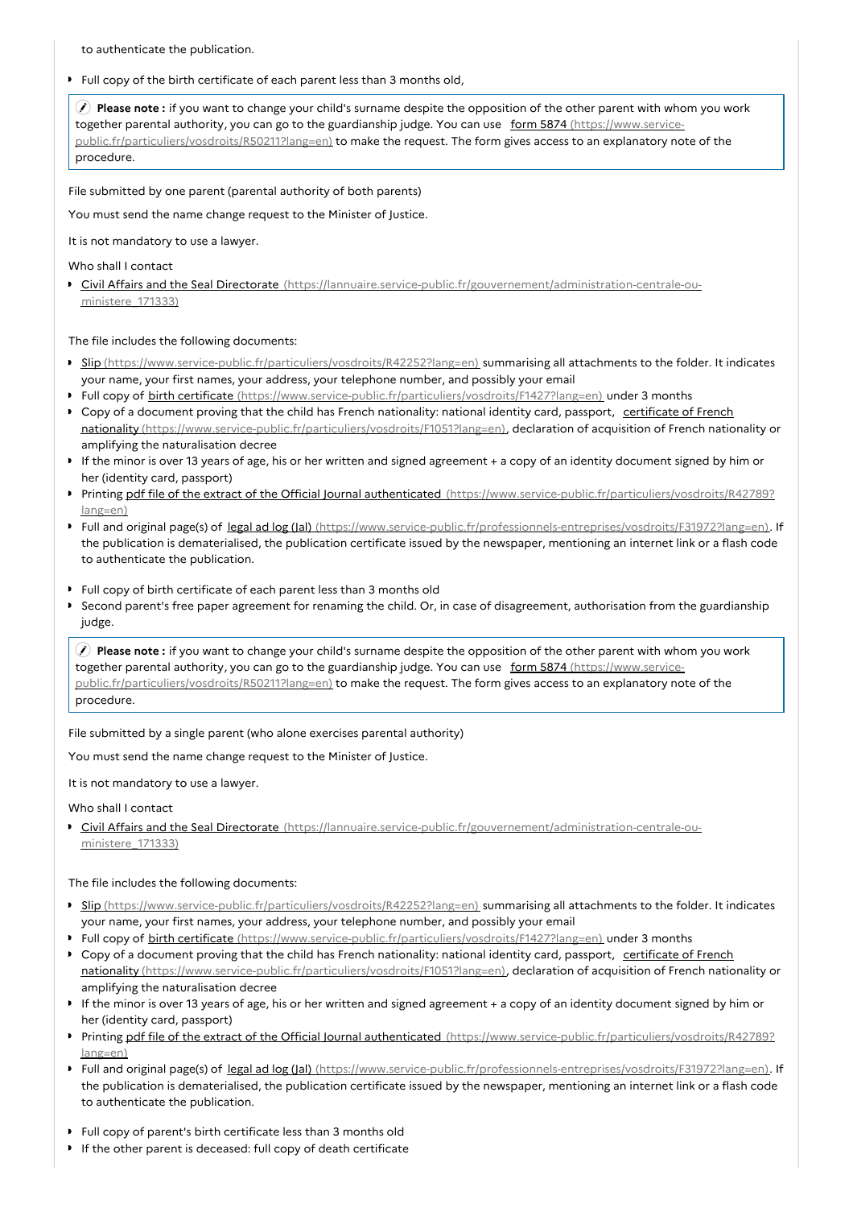to authenticate the publication.

- Full copy of the birth certificate of each parent less than 3 months old,

> **Please note :** if you want to change your child's surname despite the opposition of the other parent with whom you work together parental authority, you can go to the guardianship judge. You can use form 5874 (https://www.service-public.fr/particuliers/vosdroits/R50211?lang=en) to make the request. The form gives access to an explanatory note of the procedure.

File submitted by one parent (parental authority of both parents)

You must send the name change request to the Minister of Justice.

It is not mandatory to use a lawyer.

Who shall I contact

- Civil Affairs and the Seal Directorate (https://lannuaire.service-public.fr/gouvernement/administration-centrale-ou-ministere_171333)

The file includes the following documents:

- Slip (https://www.service-public.fr/particuliers/vosdroits/R42252?lang=en) summarising all attachments to the folder. It indicates your name, your first names, your address, your telephone number, and possibly your email
- Full copy of birth certificate (https://www.service-public.fr/particuliers/vosdroits/F1427?lang=en) under 3 months
- Copy of a document proving that the child has French nationality: national identity card, passport, certificate of French nationality (https://www.service-public.fr/particuliers/vosdroits/F1051?lang=en), declaration of acquisition of French nationality or amplifying the naturalisation decree
- If the minor is over 13 years of age, his or her written and signed agreement + a copy of an identity document signed by him or her (identity card, passport)
- Printing pdf file of the extract of the Official Journal authenticated (https://www.service-public.fr/particuliers/vosdroits/R42789?lang=en)
- Full and original page(s) of legal ad log (Jal) (https://www.service-public.fr/professionnels-entreprises/vosdroits/F31972?lang=en). If the publication is dematerialised, the publication certificate issued by the newspaper, mentioning an internet link or a flash code to authenticate the publication.

- Full copy of birth certificate of each parent less than 3 months old
- Second parent's free paper agreement for renaming the child. Or, in case of disagreement, authorisation from the guardianship judge.

> **Please note :** if you want to change your child's surname despite the opposition of the other parent with whom you work together parental authority, you can go to the guardianship judge. You can use form 5874 (https://www.service-public.fr/particuliers/vosdroits/R50211?lang=en) to make the request. The form gives access to an explanatory note of the procedure.

File submitted by a single parent (who alone exercises parental authority)

You must send the name change request to the Minister of Justice.

It is not mandatory to use a lawyer.

Who shall I contact

- Civil Affairs and the Seal Directorate (https://lannuaire.service-public.fr/gouvernement/administration-centrale-ou-ministere_171333)

The file includes the following documents:

- Slip (https://www.service-public.fr/particuliers/vosdroits/R42252?lang=en) summarising all attachments to the folder. It indicates your name, your first names, your address, your telephone number, and possibly your email
- Full copy of birth certificate (https://www.service-public.fr/particuliers/vosdroits/F1427?lang=en) under 3 months
- Copy of a document proving that the child has French nationality: national identity card, passport, certificate of French nationality (https://www.service-public.fr/particuliers/vosdroits/F1051?lang=en), declaration of acquisition of French nationality or amplifying the naturalisation decree
- If the minor is over 13 years of age, his or her written and signed agreement + a copy of an identity document signed by him or her (identity card, passport)
- Printing pdf file of the extract of the Official Journal authenticated (https://www.service-public.fr/particuliers/vosdroits/R42789?lang=en)
- Full and original page(s) of legal ad log (Jal) (https://www.service-public.fr/professionnels-entreprises/vosdroits/F31972?lang=en). If the publication is dematerialised, the publication certificate issued by the newspaper, mentioning an internet link or a flash code to authenticate the publication.

- Full copy of parent's birth certificate less than 3 months old
- If the other parent is deceased: full copy of death certificate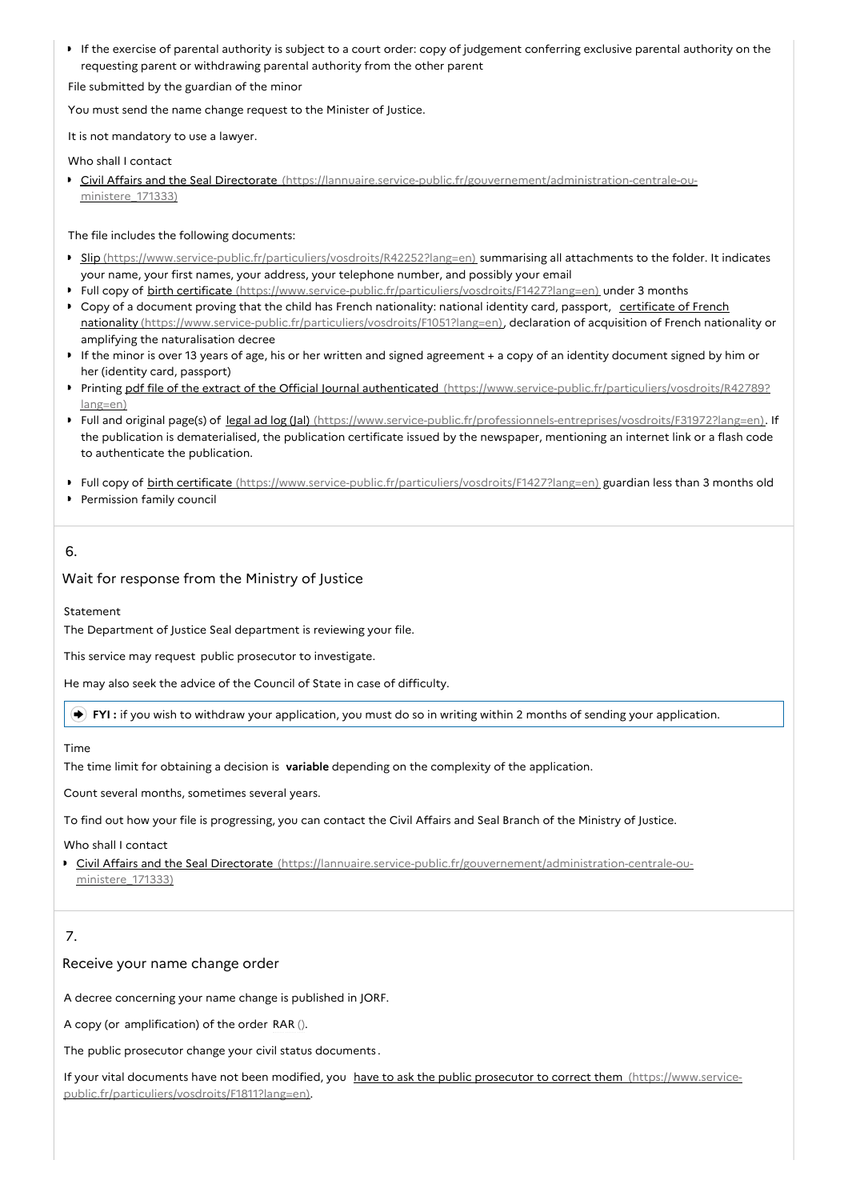- If the exercise of parental authority is subject to a court order: copy of judgement conferring exclusive parental authority on the requesting parent or withdrawing parental authority from the other parent

File submitted by the guardian of the minor

You must send the name change request to the Minister of Justice.

It is not mandatory to use a lawyer.

Who shall I contact

- [Civil Affairs and the Seal Directorate (https://lannuaire.service-public.fr/gouvernement/administration-centrale-ou-ministere_171333)](https://lannuaire.service-public.fr/gouvernement/administration-centrale-ou-ministere_171333)

The file includes the following documents:

- [Slip (https://www.service-public.fr/particuliers/vosdroits/R42252?lang=en)](https://www.service-public.fr/particuliers/vosdroits/R42252?lang=en) summarising all attachments to the folder. It indicates your name, your first names, your address, your telephone number, and possibly your email
- Full copy of [birth certificate (https://www.service-public.fr/particuliers/vosdroits/F1427?lang=en)](https://www.service-public.fr/particuliers/vosdroits/F1427?lang=en) under 3 months
- Copy of a document proving that the child has French nationality: national identity card, passport, [certificate of French nationality (https://www.service-public.fr/particuliers/vosdroits/F1051?lang=en)](https://www.service-public.fr/particuliers/vosdroits/F1051?lang=en), declaration of acquisition of French nationality or amplifying the naturalisation decree
- If the minor is over 13 years of age, his or her written and signed agreement + a copy of an identity document signed by him or her (identity card, passport)
- Printing [pdf file of the extract of the Official Journal authenticated (https://www.service-public.fr/particuliers/vosdroits/R42789?lang=en)](https://www.service-public.fr/particuliers/vosdroits/R42789?lang=en)
- Full and original page(s) of [legal ad log (Jal) (https://www.service-public.fr/professionnels-entreprises/vosdroits/F31972?lang=en)](https://www.service-public.fr/professionnels-entreprises/vosdroits/F31972?lang=en). If the publication is dematerialised, the publication certificate issued by the newspaper, mentioning an internet link or a flash code to authenticate the publication.
- Full copy of [birth certificate (https://www.service-public.fr/particuliers/vosdroits/F1427?lang=en)](https://www.service-public.fr/particuliers/vosdroits/F1427?lang=en) guardian less than 3 months old
- Permission family council

## 6.

### Wait for response from the Ministry of Justice

Statement

The Department of Justice Seal department is reviewing your file.

This service may request public prosecutor to investigate.

He may also seek the advice of the Council of State in case of difficulty.

> **FYI :** if you wish to withdraw your application, you must do so in writing within 2 months of sending your application.

Time

The time limit for obtaining a decision is **variable** depending on the complexity of the application.

Count several months, sometimes several years.

To find out how your file is progressing, you can contact the Civil Affairs and Seal Branch of the Ministry of Justice.

Who shall I contact

- [Civil Affairs and the Seal Directorate (https://lannuaire.service-public.fr/gouvernement/administration-centrale-ou-ministere_171333)](https://lannuaire.service-public.fr/gouvernement/administration-centrale-ou-ministere_171333)

## 7.

### Receive your name change order

A decree concerning your name change is published in JORF.

A copy (or amplification) of the order RAR ().

The public prosecutor change your civil status documents.

If your vital documents have not been modified, you [have to ask the public prosecutor to correct them (https://www.service-public.fr/particuliers/vosdroits/F1811?lang=en)](https://www.service-public.fr/particuliers/vosdroits/F1811?lang=en).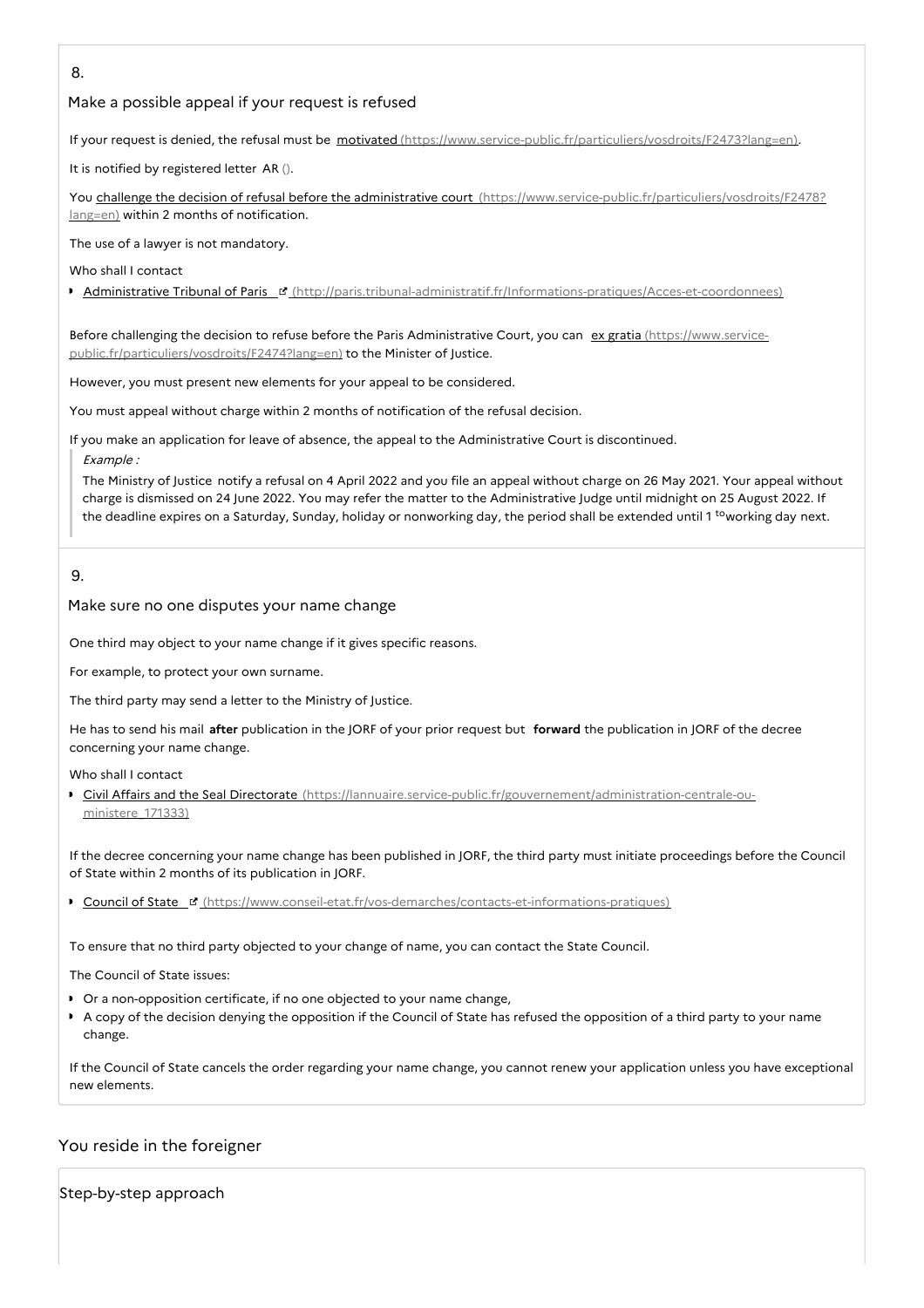8.

## Make a possible appeal if your request is refused

If your request is denied, the refusal must be motivated (https://www.service-public.fr/particuliers/vosdroits/F2473?lang=en).

It is notified by registered letter AR ().

You challenge the decision of refusal before the administrative court (https://www.service-public.fr/particuliers/vosdroits/F2478?lang=en) within 2 months of notification.

The use of a lawyer is not mandatory.

Who shall I contact

- Administrative Tribunal of Paris (http://paris.tribunal-administratif.fr/Informations-pratiques/Acces-et-coordonnees)

Before challenging the decision to refuse before the Paris Administrative Court, you can ex gratia (https://www.service-public.fr/particuliers/vosdroits/F2474?lang=en) to the Minister of Justice.

However, you must present new elements for your appeal to be considered.

You must appeal without charge within 2 months of notification of the refusal decision.

If you make an application for leave of absence, the appeal to the Administrative Court is discontinued.

> *Example :*
>
> The Ministry of Justice notify a refusal on 4 April 2022 and you file an appeal without charge on 26 May 2021. Your appeal without charge is dismissed on 24 June 2022. You may refer the matter to the Administrative Judge until midnight on 25 August 2022. If the deadline expires on a Saturday, Sunday, holiday or nonworking day, the period shall be extended until 1 [to]working day next.

9.

## Make sure no one disputes your name change

One third may object to your name change if it gives specific reasons.

For example, to protect your own surname.

The third party may send a letter to the Ministry of Justice.

He has to send his mail **after** publication in the JORF of your prior request but **forward** the publication in JORF of the decree concerning your name change.

Who shall I contact

- Civil Affairs and the Seal Directorate (https://lannuaire.service-public.fr/gouvernement/administration-centrale-ou-ministere_171333)

If the decree concerning your name change has been published in JORF, the third party must initiate proceedings before the Council of State within 2 months of its publication in JORF.

- Council of State (https://www.conseil-etat.fr/vos-demarches/contacts-et-informations-pratiques)

To ensure that no third party objected to your change of name, you can contact the State Council.

The Council of State issues:

- Or a non-opposition certificate, if no one objected to your name change,
- A copy of the decision denying the opposition if the Council of State has refused the opposition of a third party to your name change.

If the Council of State cancels the order regarding your name change, you cannot renew your application unless you have exceptional new elements.

## You reside in the foreigner

Step-by-step approach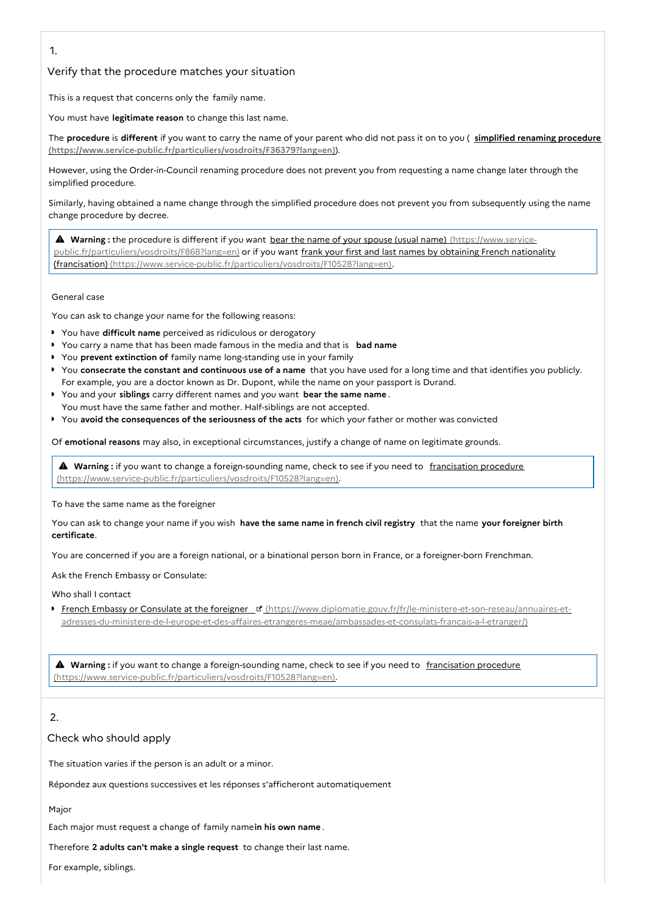1.

## Verify that the procedure matches your situation

This is a request that concerns only the family name.

You must have **legitimate reason** to change this last name.

The **procedure** is **different** if you want to carry the name of your parent who did not pass it on to you ( **simplified renaming procedure (https://www.service-public.fr/particuliers/vosdroits/F36379?lang=en)**).

However, using the Order-in-Council renaming procedure does not prevent you from requesting a name change later through the simplified procedure.

Similarly, having obtained a name change through the simplified procedure does not prevent you from subsequently using the name change procedure by decree.

> ▲ **Warning :** the procedure is different if you want bear the name of your spouse (usual name) (https://www.service-public.fr/particuliers/vosdroits/F868?lang=en) or if you want frank your first and last names by obtaining French nationality (francisation) (https://www.service-public.fr/particuliers/vosdroits/F10528?lang=en).

General case

You can ask to change your name for the following reasons:

- You have **difficult name** perceived as ridiculous or derogatory
- You carry a name that has been made famous in the media and that is **bad name**
- You **prevent extinction of** family name long-standing use in your family
- You **consecrate the constant and continuous use of a name** that you have used for a long time and that identifies you publicly. For example, you are a doctor known as Dr. Dupont, while the name on your passport is Durand.
- You and your **siblings** carry different names and you want **bear the same name**. You must have the same father and mother. Half-siblings are not accepted.
- You **avoid the consequences of the seriousness of the acts** for which your father or mother was convicted

Of **emotional reasons** may also, in exceptional circumstances, justify a change of name on legitimate grounds.

> ▲ **Warning :** if you want to change a foreign-sounding name, check to see if you need to francisation procedure (https://www.service-public.fr/particuliers/vosdroits/F10528?lang=en).

To have the same name as the foreigner

You can ask to change your name if you wish **have the same name in french civil registry** that the name **your foreigner birth certificate**.

You are concerned if you are a foreign national, or a binational person born in France, or a foreigner-born Frenchman.

Ask the French Embassy or Consulate:

Who shall I contact

- French Embassy or Consulate at the foreigner (https://www.diplomatie.gouv.fr/fr/le-ministere-et-son-reseau/annuaires-et-adresses-du-ministere-de-l-europe-et-des-affaires-etrangeres-meae/ambassades-et-consulats-francais-a-l-etranger/)

> ▲ **Warning :** if you want to change a foreign-sounding name, check to see if you need to francisation procedure (https://www.service-public.fr/particuliers/vosdroits/F10528?lang=en).

2.

## Check who should apply

The situation varies if the person is an adult or a minor.

Répondez aux questions successives et les réponses s'afficheront automatiquement

Major

Each major must request a change of family name **in his own name**.

Therefore **2 adults can't make a single request** to change their last name.

For example, siblings.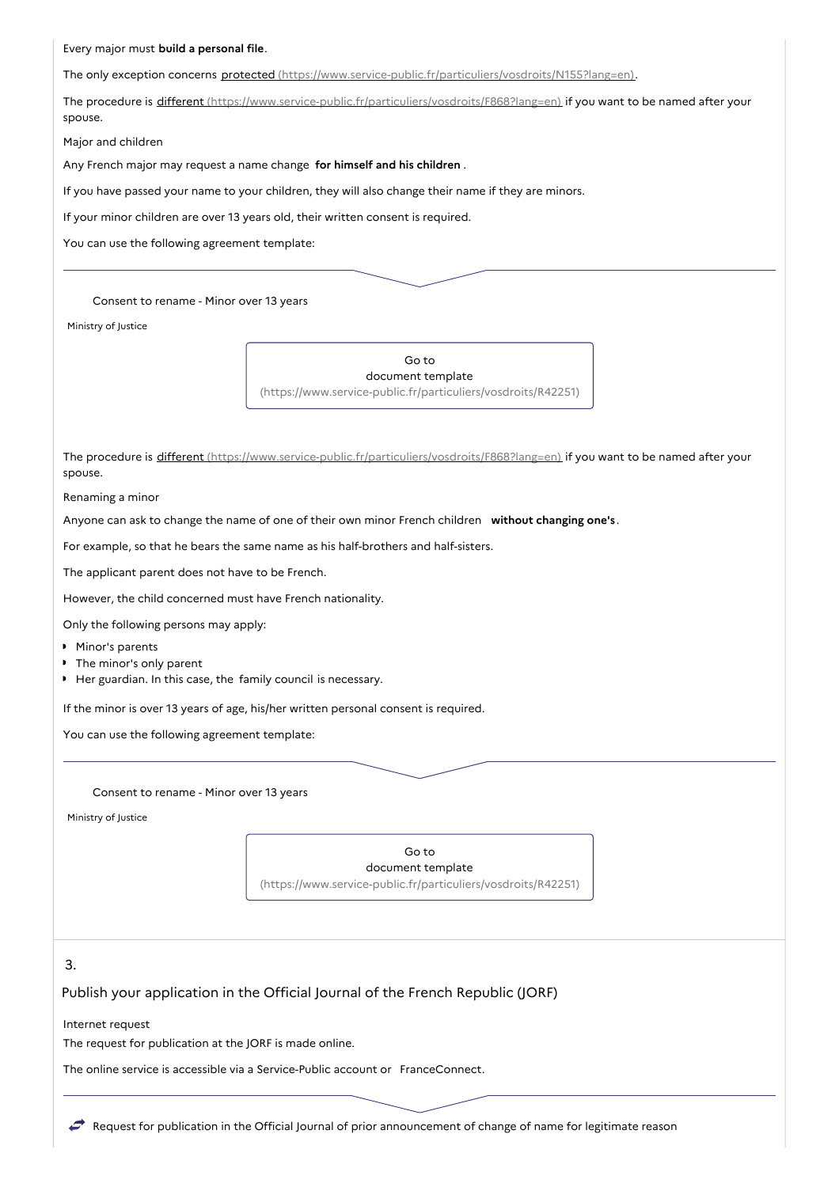Every major must **build a personal file**.

The only exception concerns protected (https://www.service-public.fr/particuliers/vosdroits/N155?lang=en).

The procedure is different (https://www.service-public.fr/particuliers/vosdroits/F868?lang=en) if you want to be named after your spouse.

Major and children

Any French major may request a name change **for himself and his children**.

If you have passed your name to your children, they will also change their name if they are minors.

If your minor children are over 13 years old, their written consent is required.

You can use the following agreement template:

Consent to rename - Minor over 13 years

Ministry of Justice

Go to document template (https://www.service-public.fr/particuliers/vosdroits/R42251)

The procedure is different (https://www.service-public.fr/particuliers/vosdroits/F868?lang=en) if you want to be named after your spouse.

Renaming a minor

Anyone can ask to change the name of one of their own minor French children **without changing one's**.

For example, so that he bears the same name as his half-brothers and half-sisters.

The applicant parent does not have to be French.

However, the child concerned must have French nationality.

Only the following persons may apply:

- Minor's parents
- The minor's only parent
- Her guardian. In this case, the family council is necessary.

If the minor is over 13 years of age, his/her written personal consent is required.

You can use the following agreement template:

Consent to rename - Minor over 13 years

Ministry of Justice

Go to document template (https://www.service-public.fr/particuliers/vosdroits/R42251)

## 3. Publish your application in the Official Journal of the French Republic (JORF)

Internet request

The request for publication at the JORF is made online.

The online service is accessible via a Service-Public account or FranceConnect.

Request for publication in the Official Journal of prior announcement of change of name for legitimate reason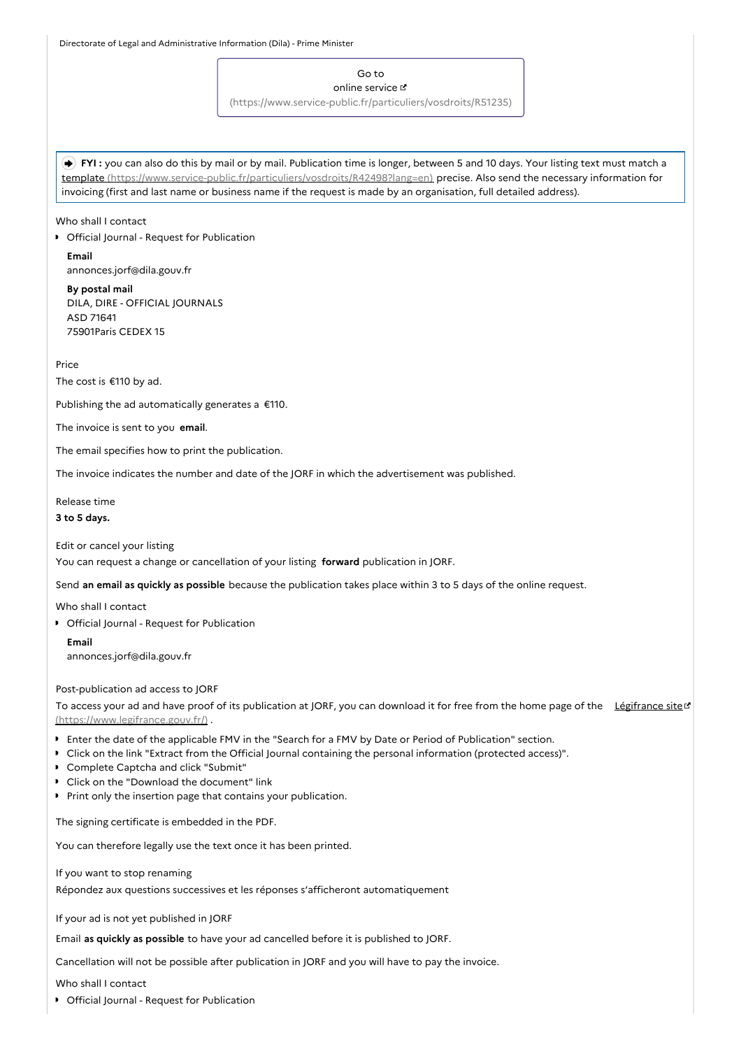Directorate of Legal and Administrative Information (Dila) - Prime Minister

Go to
online service
(https://www.service-public.fr/particuliers/vosdroits/R51235)

**FYI :** you can also do this by mail or by mail. Publication time is longer, between 5 and 10 days. Your listing text must match a template (https://www.service-public.fr/particuliers/vosdroits/R42498?lang=en) precise. Also send the necessary information for invoicing (first and last name or business name if the request is made by an organisation, full detailed address).

Who shall I contact

- Official Journal - Request for Publication

**Email**
annonces.jorf@dila.gouv.fr

**By postal mail**
DILA, DIRE - OFFICIAL JOURNALS
ASD 71641
75901Paris CEDEX 15

Price

The cost is €110 by ad.

Publishing the ad automatically generates a €110.

The invoice is sent to you **email**.

The email specifies how to print the publication.

The invoice indicates the number and date of the JORF in which the advertisement was published.

Release time

**3 to 5 days.**

Edit or cancel your listing

You can request a change or cancellation of your listing **forward** publication in JORF.

Send **an email as quickly as possible** because the publication takes place within 3 to 5 days of the online request.

Who shall I contact

- Official Journal - Request for Publication

**Email**
annonces.jorf@dila.gouv.fr

Post-publication ad access to JORF

To access your ad and have proof of its publication at JORF, you can download it for free from the home page of the Légifrance site (https://www.legifrance.gouv.fr/) .

- Enter the date of the applicable FMV in the "Search for a FMV by Date or Period of Publication" section.
- Click on the link "Extract from the Official Journal containing the personal information (protected access)".
- Complete Captcha and click "Submit"
- Click on the "Download the document" link
- Print only the insertion page that contains your publication.

The signing certificate is embedded in the PDF.

You can therefore legally use the text once it has been printed.

If you want to stop renaming

Répondez aux questions successives et les réponses s'afficheront automatiquement

If your ad is not yet published in JORF

Email **as quickly as possible** to have your ad cancelled before it is published to JORF.

Cancellation will not be possible after publication in JORF and you will have to pay the invoice.

Who shall I contact

- Official Journal - Request for Publication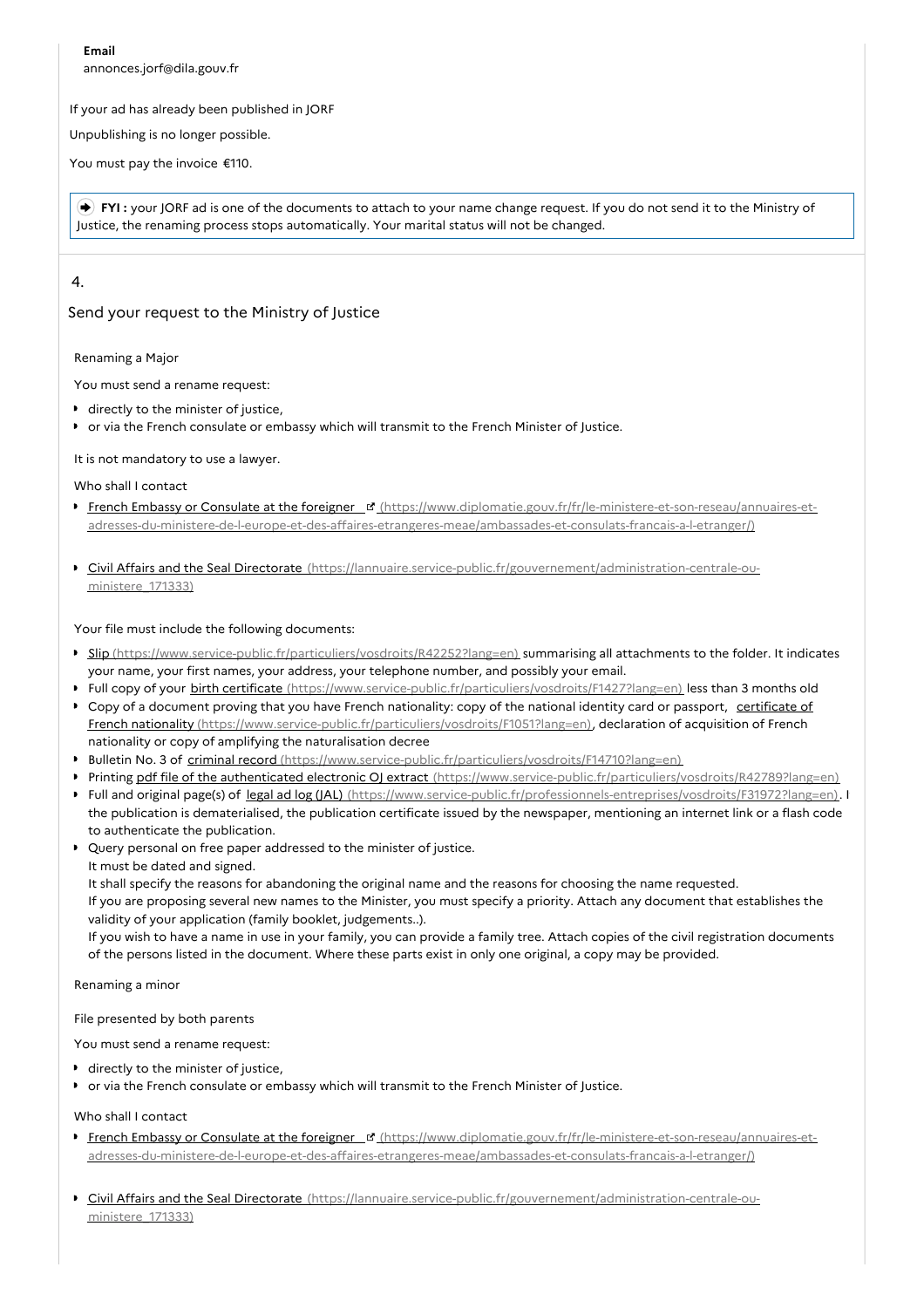**Email**
annonces.jorf@dila.gouv.fr

If your ad has already been published in JORF

Unpublishing is no longer possible.

You must pay the invoice €110.

> **FYI :** your JORF ad is one of the documents to attach to your name change request. If you do not send it to the Ministry of Justice, the renaming process stops automatically. Your marital status will not be changed.

## 4.

## Send your request to the Ministry of Justice

Renaming a Major

You must send a rename request:

- directly to the minister of justice,
- or via the French consulate or embassy which will transmit to the French Minister of Justice.

It is not mandatory to use a lawyer.

Who shall I contact

- French Embassy or Consulate at the foreigner (https://www.diplomatie.gouv.fr/fr/le-ministere-et-son-reseau/annuaires-et-adresses-du-ministere-de-l-europe-et-des-affaires-etrangeres-meae/ambassades-et-consulats-francais-a-l-etranger/)
- Civil Affairs and the Seal Directorate (https://lannuaire.service-public.fr/gouvernement/administration-centrale-ou-ministere_171333)

Your file must include the following documents:

- Slip (https://www.service-public.fr/particuliers/vosdroits/R42252?lang=en) summarising all attachments to the folder. It indicates your name, your first names, your address, your telephone number, and possibly your email.
- Full copy of your birth certificate (https://www.service-public.fr/particuliers/vosdroits/F1427?lang=en) less than 3 months old
- Copy of a document proving that you have French nationality: copy of the national identity card or passport, certificate of French nationality (https://www.service-public.fr/particuliers/vosdroits/F1051?lang=en), declaration of acquisition of French nationality or copy of amplifying the naturalisation decree
- Bulletin No. 3 of criminal record (https://www.service-public.fr/particuliers/vosdroits/F14710?lang=en)
- Printing pdf file of the authenticated electronic OJ extract (https://www.service-public.fr/particuliers/vosdroits/R42789?lang=en)
- Full and original page(s) of legal ad log (JAL) (https://www.service-public.fr/professionnels-entreprises/vosdroits/F31972?lang=en). I the publication is dematerialised, the publication certificate issued by the newspaper, mentioning an internet link or a flash code to authenticate the publication.
- Query personal on free paper addressed to the minister of justice.
  It must be dated and signed.
  It shall specify the reasons for abandoning the original name and the reasons for choosing the name requested.
  If you are proposing several new names to the Minister, you must specify a priority. Attach any document that establishes the validity of your application (family booklet, judgements..).
  If you wish to have a name in use in your family, you can provide a family tree. Attach copies of the civil registration documents of the persons listed in the document. Where these parts exist in only one original, a copy may be provided.

Renaming a minor

File presented by both parents

You must send a rename request:

- directly to the minister of justice,
- or via the French consulate or embassy which will transmit to the French Minister of Justice.

Who shall I contact

- French Embassy or Consulate at the foreigner (https://www.diplomatie.gouv.fr/fr/le-ministere-et-son-reseau/annuaires-et-adresses-du-ministere-de-l-europe-et-des-affaires-etrangeres-meae/ambassades-et-consulats-francais-a-l-etranger/)
- Civil Affairs and the Seal Directorate (https://lannuaire.service-public.fr/gouvernement/administration-centrale-ou-ministere_171333)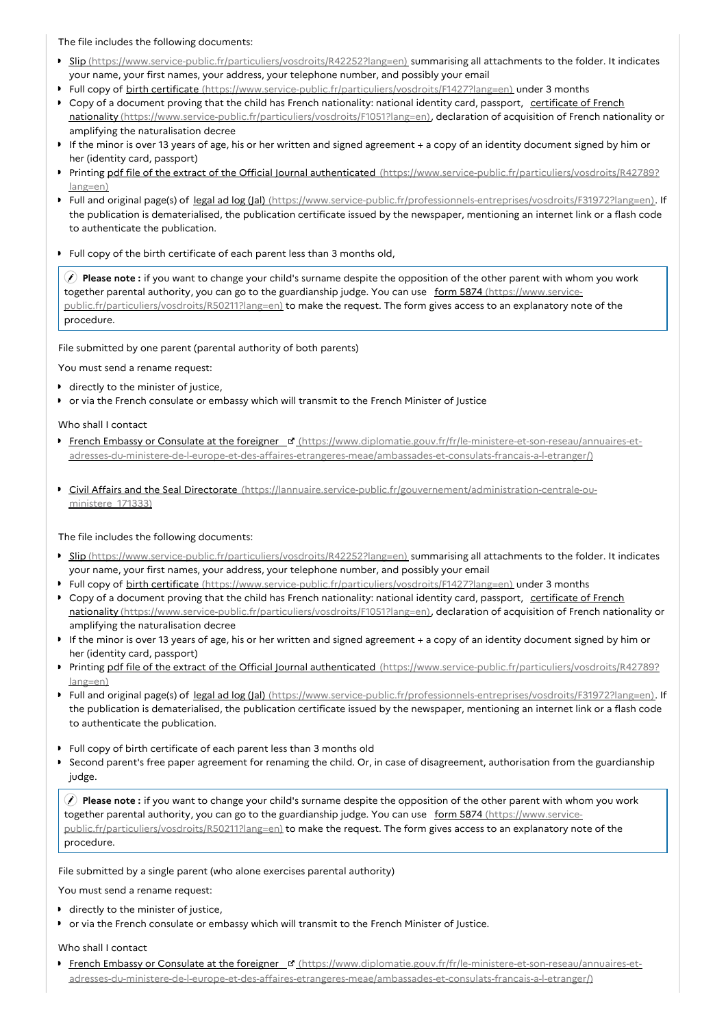The file includes the following documents:

- Slip (https://www.service-public.fr/particuliers/vosdroits/R42252?lang=en) summarising all attachments to the folder. It indicates your name, your first names, your address, your telephone number, and possibly your email
- Full copy of birth certificate (https://www.service-public.fr/particuliers/vosdroits/F1427?lang=en) under 3 months
- Copy of a document proving that the child has French nationality: national identity card, passport, certificate of French nationality (https://www.service-public.fr/particuliers/vosdroits/F1051?lang=en), declaration of acquisition of French nationality or amplifying the naturalisation decree
- If the minor is over 13 years of age, his or her written and signed agreement + a copy of an identity document signed by him or her (identity card, passport)
- Printing pdf file of the extract of the Official Journal authenticated (https://www.service-public.fr/particuliers/vosdroits/R42789?lang=en)
- Full and original page(s) of legal ad log (Jal) (https://www.service-public.fr/professionnels-entreprises/vosdroits/F31972?lang=en). If the publication is dematerialised, the publication certificate issued by the newspaper, mentioning an internet link or a flash code to authenticate the publication.
- Full copy of the birth certificate of each parent less than 3 months old,

> **Please note :** if you want to change your child's surname despite the opposition of the other parent with whom you work together parental authority, you can go to the guardianship judge. You can use form 5874 (https://www.service-public.fr/particuliers/vosdroits/R50211?lang=en) to make the request. The form gives access to an explanatory note of the procedure.

File submitted by one parent (parental authority of both parents)

You must send a rename request:

- directly to the minister of justice,
- or via the French consulate or embassy which will transmit to the French Minister of Justice

Who shall I contact

- French Embassy or Consulate at the foreigner (https://www.diplomatie.gouv.fr/fr/le-ministere-et-son-reseau/annuaires-et-adresses-du-ministere-de-l-europe-et-des-affaires-etrangeres-meae/ambassades-et-consulats-francais-a-l-etranger/)
- Civil Affairs and the Seal Directorate (https://lannuaire.service-public.fr/gouvernement/administration-centrale-ou-ministere_171333)

The file includes the following documents:

- Slip (https://www.service-public.fr/particuliers/vosdroits/R42252?lang=en) summarising all attachments to the folder. It indicates your name, your first names, your address, your telephone number, and possibly your email
- Full copy of birth certificate (https://www.service-public.fr/particuliers/vosdroits/F1427?lang=en) under 3 months
- Copy of a document proving that the child has French nationality: national identity card, passport, certificate of French nationality (https://www.service-public.fr/particuliers/vosdroits/F1051?lang=en), declaration of acquisition of French nationality or amplifying the naturalisation decree
- If the minor is over 13 years of age, his or her written and signed agreement + a copy of an identity document signed by him or her (identity card, passport)
- Printing pdf file of the extract of the Official Journal authenticated (https://www.service-public.fr/particuliers/vosdroits/R42789?lang=en)
- Full and original page(s) of legal ad log (Jal) (https://www.service-public.fr/professionnels-entreprises/vosdroits/F31972?lang=en). If the publication is dematerialised, the publication certificate issued by the newspaper, mentioning an internet link or a flash code to authenticate the publication.
- Full copy of birth certificate of each parent less than 3 months old
- Second parent's free paper agreement for renaming the child. Or, in case of disagreement, authorisation from the guardianship judge.

> **Please note :** if you want to change your child's surname despite the opposition of the other parent with whom you work together parental authority, you can go to the guardianship judge. You can use form 5874 (https://www.service-public.fr/particuliers/vosdroits/R50211?lang=en) to make the request. The form gives access to an explanatory note of the procedure.

File submitted by a single parent (who alone exercises parental authority)

You must send a rename request:

- directly to the minister of justice,
- or via the French consulate or embassy which will transmit to the French Minister of Justice.

Who shall I contact

- French Embassy or Consulate at the foreigner (https://www.diplomatie.gouv.fr/fr/le-ministere-et-son-reseau/annuaires-et-adresses-du-ministere-de-l-europe-et-des-affaires-etrangeres-meae/ambassades-et-consulats-francais-a-l-etranger/)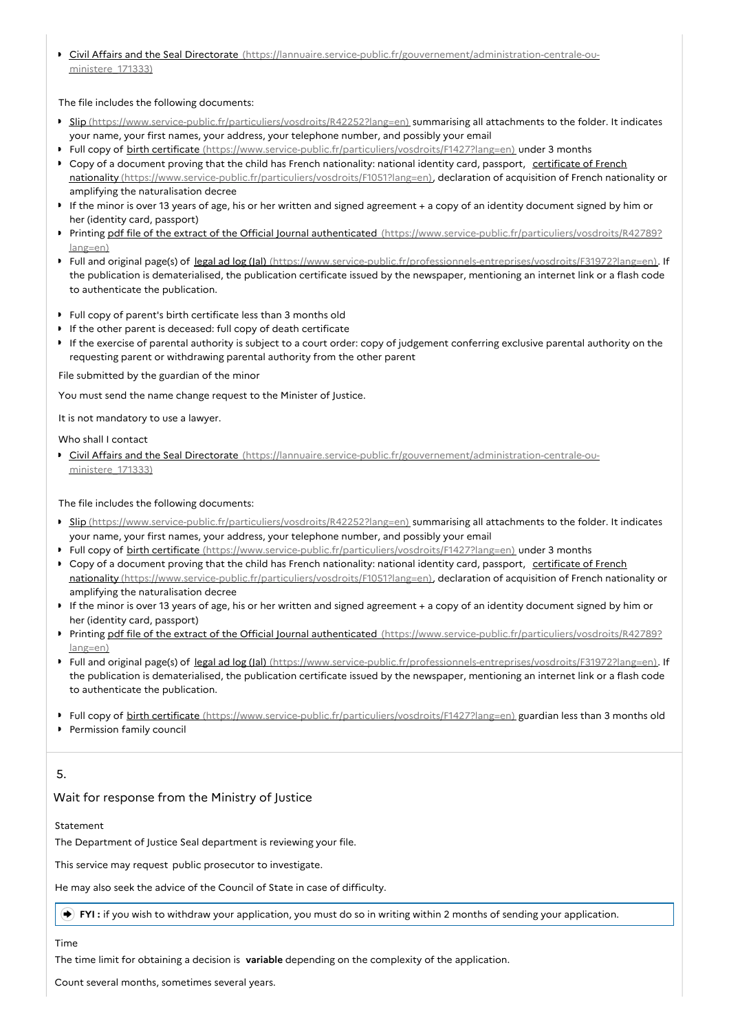- [Civil Affairs and the Seal Directorate](https://lannuaire.service-public.fr/gouvernement/administration-centrale-ou-ministere_171333)

The file includes the following documents:

- [Slip](https://www.service-public.fr/particuliers/vosdroits/R42252?lang=en) summarising all attachments to the folder. It indicates your name, your first names, your address, your telephone number, and possibly your email
- Full copy of [birth certificate](https://www.service-public.fr/particuliers/vosdroits/F1427?lang=en) under 3 months
- Copy of a document proving that the child has French nationality: national identity card, passport, [certificate of French nationality](https://www.service-public.fr/particuliers/vosdroits/F1051?lang=en), declaration of acquisition of French nationality or amplifying the naturalisation decree
- If the minor is over 13 years of age, his or her written and signed agreement + a copy of an identity document signed by him or her (identity card, passport)
- Printing [pdf file of the extract of the Official Journal authenticated](https://www.service-public.fr/particuliers/vosdroits/R42789?lang=en)
- Full and original page(s) of [legal ad log (Jal)](https://www.service-public.fr/professionnels-entreprises/vosdroits/F31972?lang=en). If the publication is dematerialised, the publication certificate issued by the newspaper, mentioning an internet link or a flash code to authenticate the publication.
- Full copy of parent's birth certificate less than 3 months old
- If the other parent is deceased: full copy of death certificate
- If the exercise of parental authority is subject to a court order: copy of judgement conferring exclusive parental authority on the requesting parent or withdrawing parental authority from the other parent

File submitted by the guardian of the minor

You must send the name change request to the Minister of Justice.

It is not mandatory to use a lawyer.

Who shall I contact

- [Civil Affairs and the Seal Directorate](https://lannuaire.service-public.fr/gouvernement/administration-centrale-ou-ministere_171333)

The file includes the following documents:

- [Slip](https://www.service-public.fr/particuliers/vosdroits/R42252?lang=en) summarising all attachments to the folder. It indicates your name, your first names, your address, your telephone number, and possibly your email
- Full copy of [birth certificate](https://www.service-public.fr/particuliers/vosdroits/F1427?lang=en) under 3 months
- Copy of a document proving that the child has French nationality: national identity card, passport, [certificate of French nationality](https://www.service-public.fr/particuliers/vosdroits/F1051?lang=en), declaration of acquisition of French nationality or amplifying the naturalisation decree
- If the minor is over 13 years of age, his or her written and signed agreement + a copy of an identity document signed by him or her (identity card, passport)
- Printing [pdf file of the extract of the Official Journal authenticated](https://www.service-public.fr/particuliers/vosdroits/R42789?lang=en)
- Full and original page(s) of [legal ad log (Jal)](https://www.service-public.fr/professionnels-entreprises/vosdroits/F31972?lang=en). If the publication is dematerialised, the publication certificate issued by the newspaper, mentioning an internet link or a flash code to authenticate the publication.
- Full copy of [birth certificate](https://www.service-public.fr/particuliers/vosdroits/F1427?lang=en) guardian less than 3 months old
- Permission family council

5.

## Wait for response from the Ministry of Justice

Statement

The Department of Justice Seal department is reviewing your file.

This service may request public prosecutor to investigate.

He may also seek the advice of the Council of State in case of difficulty.

> **FYI :** if you wish to withdraw your application, you must do so in writing within 2 months of sending your application.

Time

The time limit for obtaining a decision is **variable** depending on the complexity of the application.

Count several months, sometimes several years.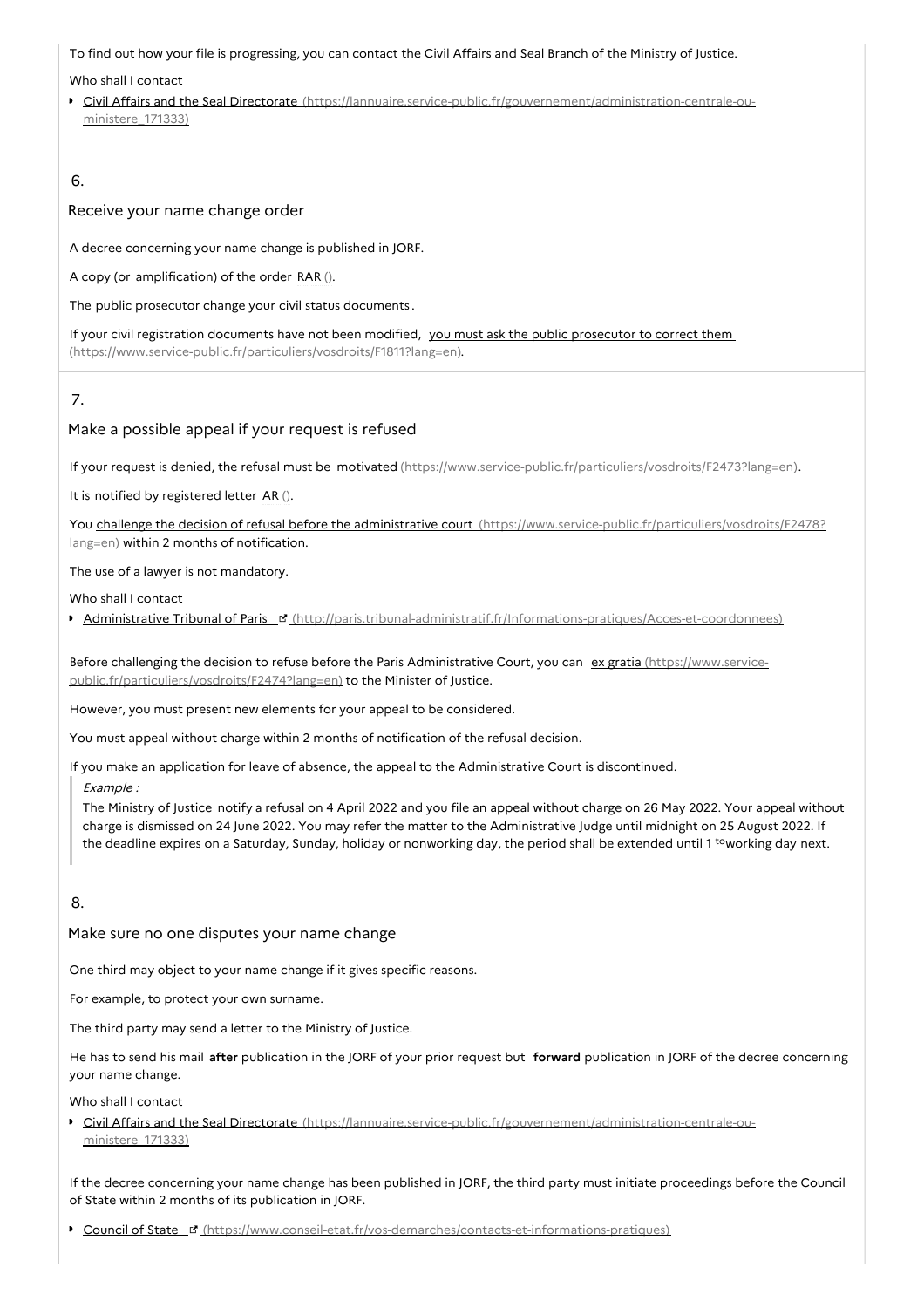To find out how your file is progressing, you can contact the Civil Affairs and Seal Branch of the Ministry of Justice.

Who shall I contact

- Civil Affairs and the Seal Directorate (https://lannuaire.service-public.fr/gouvernement/administration-centrale-ou-ministere_171333)

## 6.

### Receive your name change order

A decree concerning your name change is published in JORF.

A copy (or amplification) of the order RAR ().

The public prosecutor change your civil status documents.

If your civil registration documents have not been modified, you must ask the public prosecutor to correct them (https://www.service-public.fr/particuliers/vosdroits/F1811?lang=en).

## 7.

### Make a possible appeal if your request is refused

If your request is denied, the refusal must be motivated (https://www.service-public.fr/particuliers/vosdroits/F2473?lang=en).

It is notified by registered letter AR ().

You challenge the decision of refusal before the administrative court (https://www.service-public.fr/particuliers/vosdroits/F2478?lang=en) within 2 months of notification.

The use of a lawyer is not mandatory.

Who shall I contact

- Administrative Tribunal of Paris (http://paris.tribunal-administratif.fr/Informations-pratiques/Acces-et-coordonnees)

Before challenging the decision to refuse before the Paris Administrative Court, you can ex gratia (https://www.service-public.fr/particuliers/vosdroits/F2474?lang=en) to the Minister of Justice.

However, you must present new elements for your appeal to be considered.

You must appeal without charge within 2 months of notification of the refusal decision.

If you make an application for leave of absence, the appeal to the Administrative Court is discontinued.

> *Example :*
>
> The Ministry of Justice notify a refusal on 4 April 2022 and you file an appeal without charge on 26 May 2022. Your appeal without charge is dismissed on 24 June 2022. You may refer the matter to the Administrative Judge until midnight on 25 August 2022. If the deadline expires on a Saturday, Sunday, holiday or nonworking day, the period shall be extended until 1 to working day next.

## 8.

### Make sure no one disputes your name change

One third may object to your name change if it gives specific reasons.

For example, to protect your own surname.

The third party may send a letter to the Ministry of Justice.

He has to send his mail **after** publication in the JORF of your prior request but **forward** publication in JORF of the decree concerning your name change.

Who shall I contact

- Civil Affairs and the Seal Directorate (https://lannuaire.service-public.fr/gouvernement/administration-centrale-ou-ministere_171333)

If the decree concerning your name change has been published in JORF, the third party must initiate proceedings before the Council of State within 2 months of its publication in JORF.

- Council of State (https://www.conseil-etat.fr/vos-demarches/contacts-et-informations-pratiques)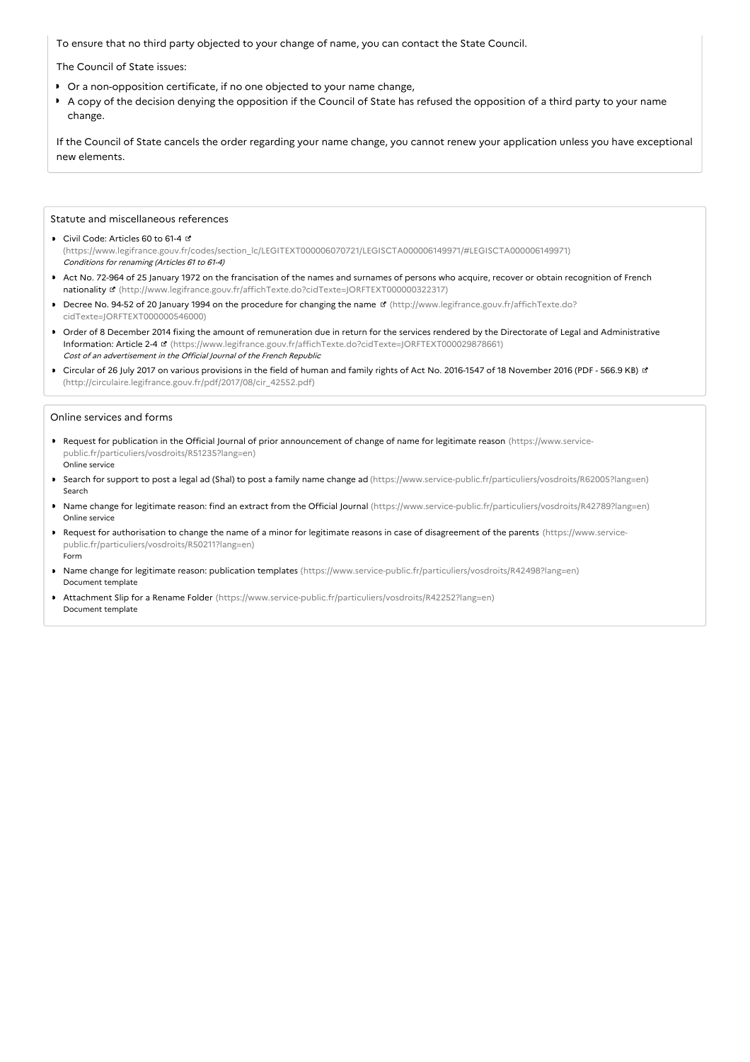To ensure that no third party objected to your change of name, you can contact the State Council.

The Council of State issues:

- Or a non-opposition certificate, if no one objected to your name change,
- A copy of the decision denying the opposition if the Council of State has refused the opposition of a third party to your name change.

If the Council of State cancels the order regarding your name change, you cannot renew your application unless you have exceptional new elements.

### Statute and miscellaneous references

- Civil Code: Articles 60 to 61-4 (https://www.legifrance.gouv.fr/codes/section_lc/LEGITEXT000006070721/LEGISCTA000006149971/#LEGISCTA000006149971)
  *Conditions for renaming (Articles 61 to 61-4)*
- Act No. 72-964 of 25 January 1972 on the francisation of the names and surnames of persons who acquire, recover or obtain recognition of French nationality (http://www.legifrance.gouv.fr/affichTexte.do?cidTexte=JORFTEXT000000322317)
- Decree No. 94-52 of 20 January 1994 on the procedure for changing the name (http://www.legifrance.gouv.fr/affichTexte.do?cidTexte=JORFTEXT000000546000)
- Order of 8 December 2014 fixing the amount of remuneration due in return for the services rendered by the Directorate of Legal and Administrative Information: Article 2-4 (https://www.legifrance.gouv.fr/affichTexte.do?cidTexte=JORFTEXT000029878661)
  *Cost of an advertisement in the Official Journal of the French Republic*
- Circular of 26 July 2017 on various provisions in the field of human and family rights of Act No. 2016-1547 of 18 November 2016 (PDF - 566.9 KB) (http://circulaire.legifrance.gouv.fr/pdf/2017/08/cir_42552.pdf)

### Online services and forms

- Request for publication in the Official Journal of prior announcement of change of name for legitimate reason (https://www.service-public.fr/particuliers/vosdroits/R51235?lang=en)
  Online service
- Search for support to post a legal ad (Shal) to post a family name change ad (https://www.service-public.fr/particuliers/vosdroits/R62005?lang=en)
  Search
- Name change for legitimate reason: find an extract from the Official Journal (https://www.service-public.fr/particuliers/vosdroits/R42789?lang=en)
  Online service
- Request for authorisation to change the name of a minor for legitimate reasons in case of disagreement of the parents (https://www.service-public.fr/particuliers/vosdroits/R50211?lang=en)
  Form
- Name change for legitimate reason: publication templates (https://www.service-public.fr/particuliers/vosdroits/R42498?lang=en)
  Document template
- Attachment Slip for a Rename Folder (https://www.service-public.fr/particuliers/vosdroits/R42252?lang=en)
  Document template